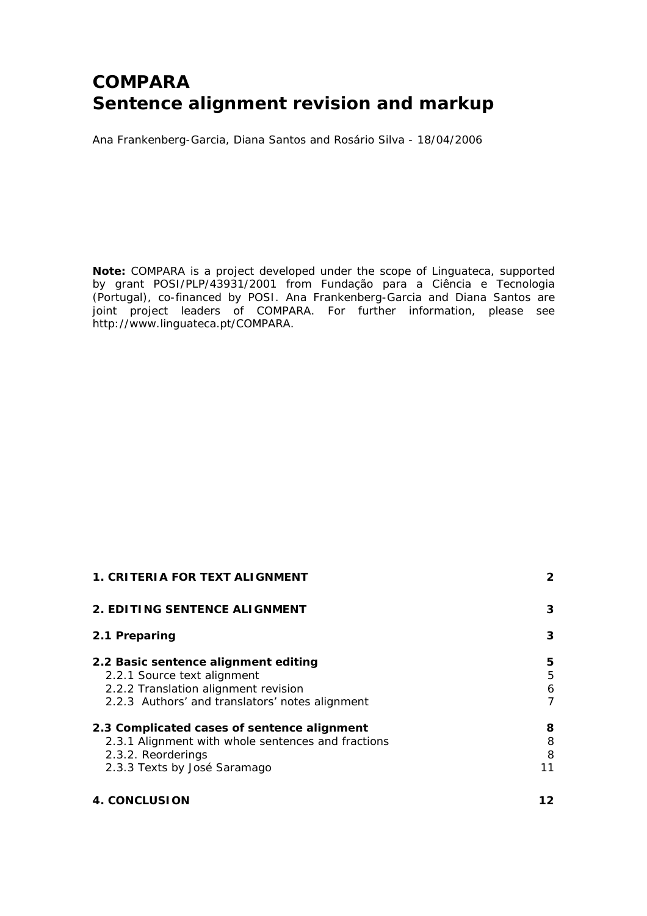# COMPARA
# Sentence alignment revision and markup

Ana Frankenberg-Garcia, Diana Santos and Rosário Silva - 18/04/2006

**Note:** COMPARA is a project developed under the scope of Linguateca, supported by grant POSI/PLP/43931/2001 from Fundação para a Ciência e Tecnologia (Portugal), co-financed by POSI. Ana Frankenberg-Garcia and Diana Santos are joint project leaders of COMPARA. For further information, please see http://www.linguateca.pt/COMPARA.

**1. CRITERIA FOR TEXT ALIGNMENT** 2

**2. EDITING SENTENCE ALIGNMENT** 3

**2.1 Preparing** 3

**2.2 Basic sentence alignment editing** 5
- 2.2.1 Source text alignment 5
- 2.2.2 Translation alignment revision 6
- 2.2.3 Authors' and translators' notes alignment 7

**2.3 Complicated cases of sentence alignment** 8
- 2.3.1 Alignment with whole sentences and fractions 8
- 2.3.2. Reorderings 8
- 2.3.3 Texts by José Saramago 11

**4. CONCLUSION** 12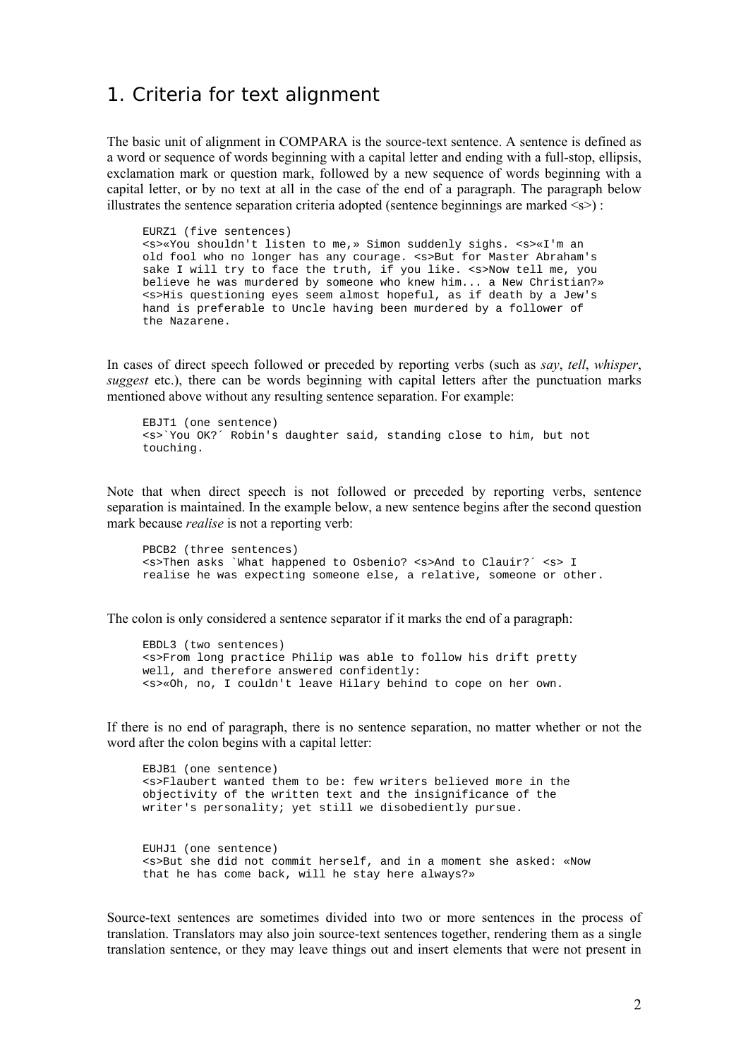# 1. Criteria for text alignment

The basic unit of alignment in COMPARA is the source-text sentence. A sentence is defined as a word or sequence of words beginning with a capital letter and ending with a full-stop, ellipsis, exclamation mark or question mark, followed by a new sequence of words beginning with a capital letter, or by no text at all in the case of the end of a paragraph. The paragraph below illustrates the sentence separation criteria adopted (sentence beginnings are marked <s>) :

```
EURZ1 (five sentences)
<s>«You shouldn't listen to me,» Simon suddenly sighs. <s>«I'm an
old fool who no longer has any courage. <s>But for Master Abraham's
sake I will try to face the truth, if you like. <s>Now tell me, you
believe he was murdered by someone who knew him... a New Christian?»
<s>His questioning eyes seem almost hopeful, as if death by a Jew's
hand is preferable to Uncle having been murdered by a follower of
the Nazarene.
```

In cases of direct speech followed or preceded by reporting verbs (such as *say*, *tell*, *whisper*, *suggest* etc.), there can be words beginning with capital letters after the punctuation marks mentioned above without any resulting sentence separation. For example:

```
EBJT1 (one sentence)
<s>`You OK?´ Robin's daughter said, standing close to him, but not
touching.
```

Note that when direct speech is not followed or preceded by reporting verbs, sentence separation is maintained. In the example below, a new sentence begins after the second question mark because *realise* is not a reporting verb:

```
PBCB2 (three sentences)
<s>Then asks `What happened to Osbenio? <s>And to Clauir?´ <s> I
realise he was expecting someone else, a relative, someone or other.
```

The colon is only considered a sentence separator if it marks the end of a paragraph:

```
EBDL3 (two sentences)
<s>From long practice Philip was able to follow his drift pretty
well, and therefore answered confidently:
<s>«Oh, no, I couldn't leave Hilary behind to cope on her own.
```

If there is no end of paragraph, there is no sentence separation, no matter whether or not the word after the colon begins with a capital letter:

```
EBJB1 (one sentence)
<s>Flaubert wanted them to be: few writers believed more in the
objectivity of the written text and the insignificance of the
writer's personality; yet still we disobediently pursue.
```

```
EUHJ1 (one sentence)
<s>But she did not commit herself, and in a moment she asked: «Now
that he has come back, will he stay here always?»
```

Source-text sentences are sometimes divided into two or more sentences in the process of translation. Translators may also join source-text sentences together, rendering them as a single translation sentence, or they may leave things out and insert elements that were not present in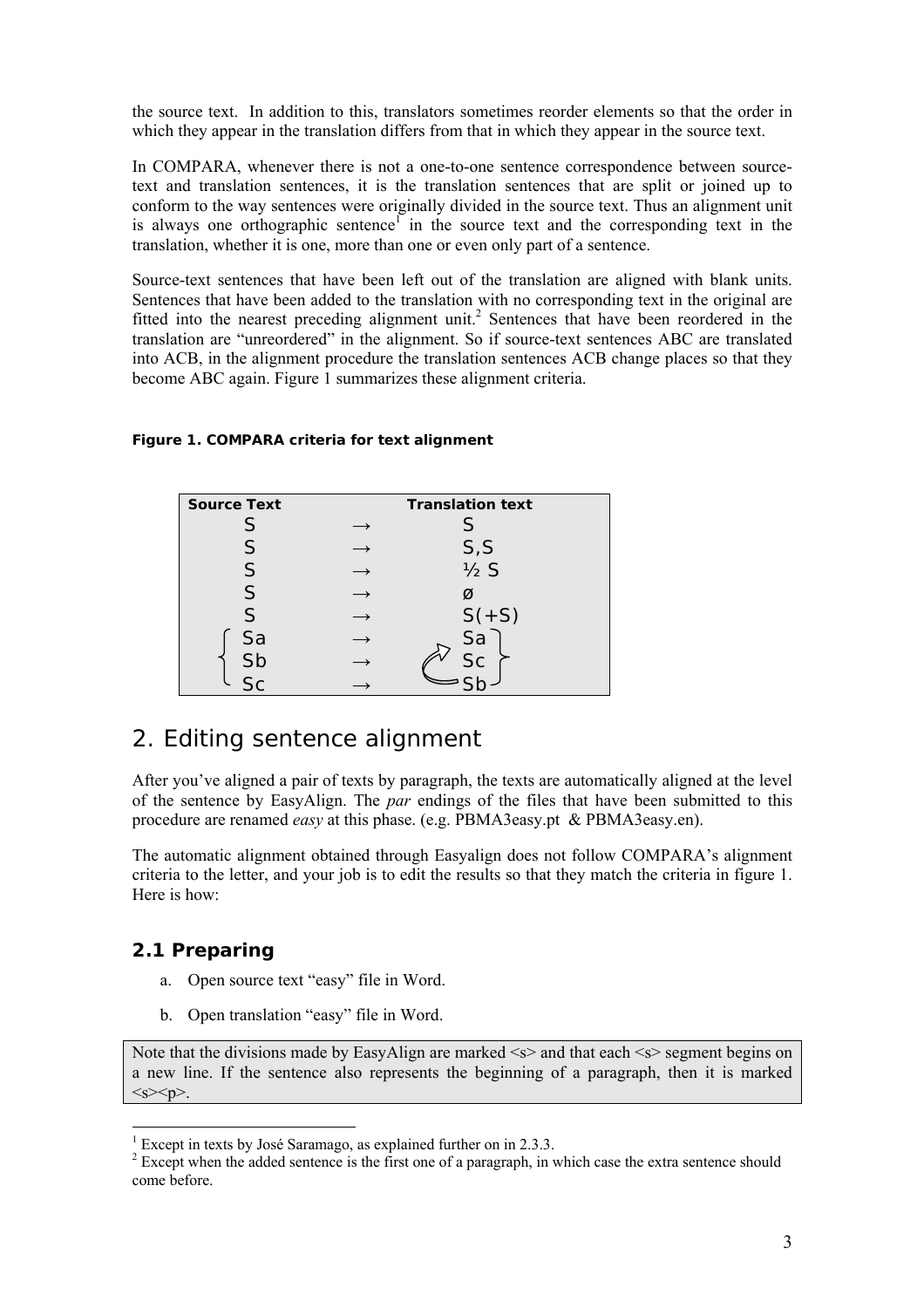the source text. In addition to this, translators sometimes reorder elements so that the order in which they appear in the translation differs from that in which they appear in the source text.

In COMPARA, whenever there is not a one-to-one sentence correspondence between source-text and translation sentences, it is the translation sentences that are split or joined up to conform to the way sentences were originally divided in the source text. Thus an alignment unit is always one orthographic sentence[1] in the source text and the corresponding text in the translation, whether it is one, more than one or even only part of a sentence.

Source-text sentences that have been left out of the translation are aligned with blank units. Sentences that have been added to the translation with no corresponding text in the original are fitted into the nearest preceding alignment unit.[2] Sentences that have been reordered in the translation are "unreordered" in the alignment. So if source-text sentences ABC are translated into ACB, in the alignment procedure the translation sentences ACB change places so that they become ABC again. Figure 1 summarizes these alignment criteria.

**Figure 1. COMPARA criteria for text alignment**

| Source Text | | Translation text |
|---|---|---|
| S | → | S |
| S | → | S,S |
| S | → | ½ S |
| S | → | ø |
| S | → | S(+S) |
| Sa | → | Sa |
| Sb | → | Sc |
| Sc | → | Sb |

# 2. Editing sentence alignment

After you've aligned a pair of texts by paragraph, the texts are automatically aligned at the level of the sentence by EasyAlign. The *par* endings of the files that have been submitted to this procedure are renamed *easy* at this phase. (e.g. PBMA3easy.pt & PBMA3easy.en).

The automatic alignment obtained through Easyalign does not follow COMPARA's alignment criteria to the letter, and your job is to edit the results so that they match the criteria in figure 1. Here is how:

## 2.1 Preparing

a. Open source text "easy" file in Word.

b. Open translation "easy" file in Word.

Note that the divisions made by EasyAlign are marked <s> and that each <s> segment begins on a new line. If the sentence also represents the beginning of a paragraph, then it is marked <s><p>.

[1] Except in texts by José Saramago, as explained further on in 2.3.3.

[2] Except when the added sentence is the first one of a paragraph, in which case the extra sentence should come before.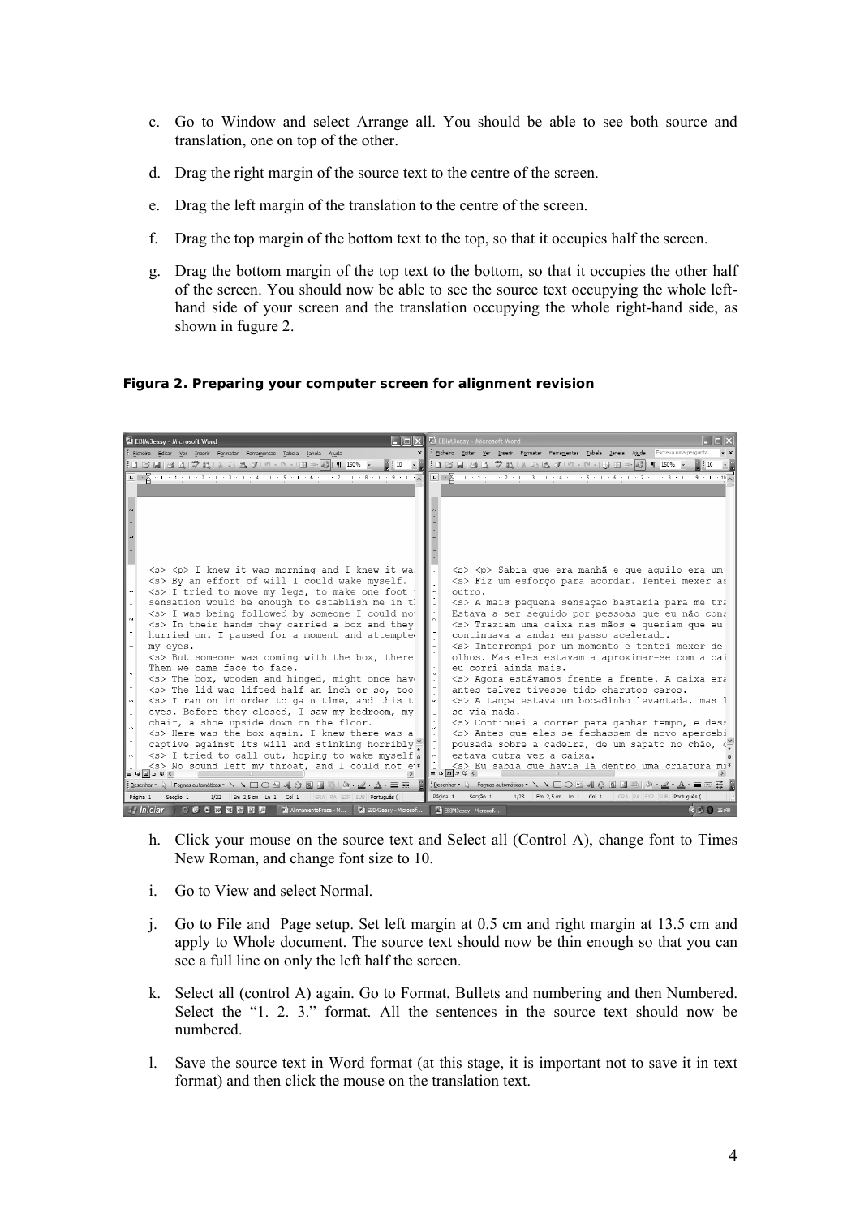c. Go to Window and select Arrange all. You should be able to see both source and translation, one on top of the other.

d. Drag the right margin of the source text to the centre of the screen.

e. Drag the left margin of the translation to the centre of the screen.

f. Drag the top margin of the bottom text to the top, so that it occupies half the screen.

g. Drag the bottom margin of the top text to the bottom, so that it occupies the other half of the screen. You should now be able to see the source text occupying the whole left-hand side of your screen and the translation occupying the whole right-hand side, as shown in fugure 2.

**Figura 2. Preparing your computer screen for alignment revision**

h. Click your mouse on the source text and Select all (Control A), change font to Times New Roman, and change font size to 10.

i. Go to View and select Normal.

j. Go to File and Page setup. Set left margin at 0.5 cm and right margin at 13.5 cm and apply to Whole document. The source text should now be thin enough so that you can see a full line on only the left half the screen.

k. Select all (control A) again. Go to Format, Bullets and numbering and then Numbered. Select the "1. 2. 3." format. All the sentences in the source text should now be numbered.

l. Save the source text in Word format (at this stage, it is important not to save it in text format) and then click the mouse on the translation text.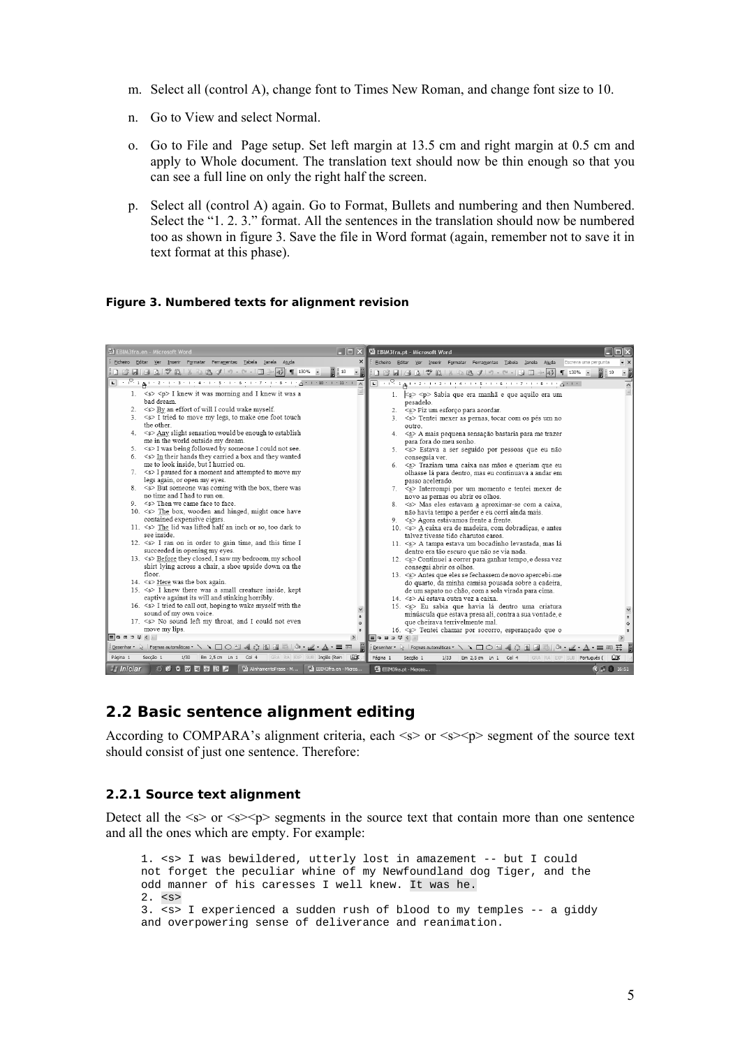m. Select all (control A), change font to Times New Roman, and change font size to 10.

n. Go to View and select Normal.

o. Go to File and Page setup. Set left margin at 13.5 cm and right margin at 0.5 cm and apply to Whole document. The translation text should now be thin enough so that you can see a full line on only the right half the screen.

p. Select all (control A) again. Go to Format, Bullets and numbering and then Numbered. Select the "1. 2. 3." format. All the sentences in the translation should now be numbered too as shown in figure 3. Save the file in Word format (again, remember not to save it in text format at this phase).

**Figure 3. Numbered texts for alignment revision**

## 2.2 Basic sentence alignment editing

According to COMPARA's alignment criteria, each <s> or <s><p> segment of the source text should consist of just one sentence. Therefore:

### 2.2.1 Source text alignment

Detect all the <s> or <s><p> segments in the source text that contain more than one sentence and all the ones which are empty. For example:

```
1. <s> I was bewildered, utterly lost in amazement -- but I could
not forget the peculiar whine of my Newfoundland dog Tiger, and the
odd manner of his caresses I well knew. It was he.
2. <s>
3. <s> I experienced a sudden rush of blood to my temples -- a giddy
and overpowering sense of deliverance and reanimation.
```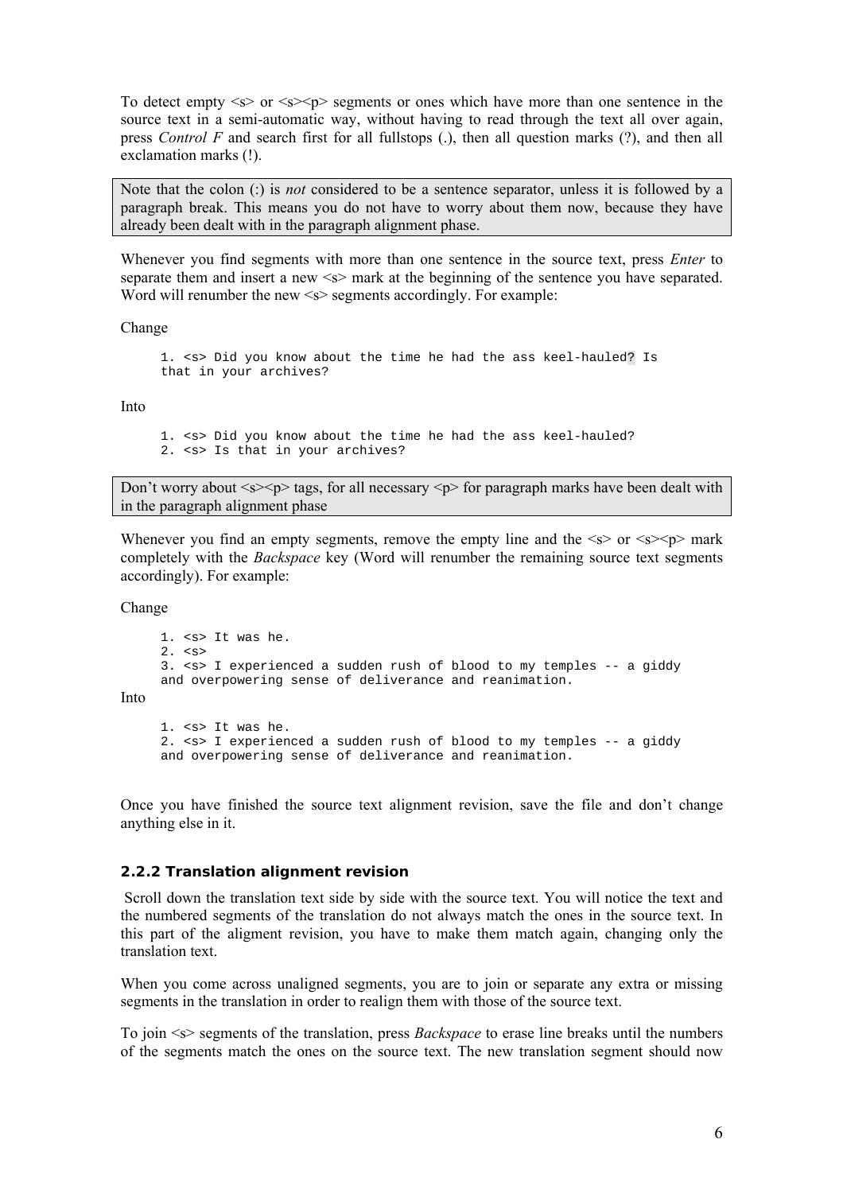To detect empty <s> or <s><p> segments or ones which have more than one sentence in the source text in a semi-automatic way, without having to read through the text all over again, press *Control F* and search first for all fullstops (.), then all question marks (?), and then all exclamation marks (!).

> Note that the colon (:) is *not* considered to be a sentence separator, unless it is followed by a paragraph break. This means you do not have to worry about them now, because they have already been dealt with in the paragraph alignment phase.

Whenever you find segments with more than one sentence in the source text, press *Enter* to separate them and insert a new <s> mark at the beginning of the sentence you have separated. Word will renumber the new <s> segments accordingly. For example:

Change

```
1. <s> Did you know about the time he had the ass keel-hauled? Is
that in your archives?
```

Into

```
1. <s> Did you know about the time he had the ass keel-hauled?
2. <s> Is that in your archives?
```

> Don't worry about <s><p> tags, for all necessary <p> for paragraph marks have been dealt with in the paragraph alignment phase

Whenever you find an empty segments, remove the empty line and the <s> or <s><p> mark completely with the *Backspace* key (Word will renumber the remaining source text segments accordingly). For example:

Change

```
1. <s> It was he.
2. <s>
3. <s> I experienced a sudden rush of blood to my temples -- a giddy
and overpowering sense of deliverance and reanimation.
```

Into

```
1. <s> It was he.
2. <s> I experienced a sudden rush of blood to my temples -- a giddy
and overpowering sense of deliverance and reanimation.
```

Once you have finished the source text alignment revision, save the file and don't change anything else in it.

### 2.2.2 Translation alignment revision

Scroll down the translation text side by side with the source text. You will notice the text and the numbered segments of the translation do not always match the ones in the source text. In this part of the aligment revision, you have to make them match again, changing only the translation text.

When you come across unaligned segments, you are to join or separate any extra or missing segments in the translation in order to realign them with those of the source text.

To join <s> segments of the translation, press *Backspace* to erase line breaks until the numbers of the segments match the ones on the source text. The new translation segment should now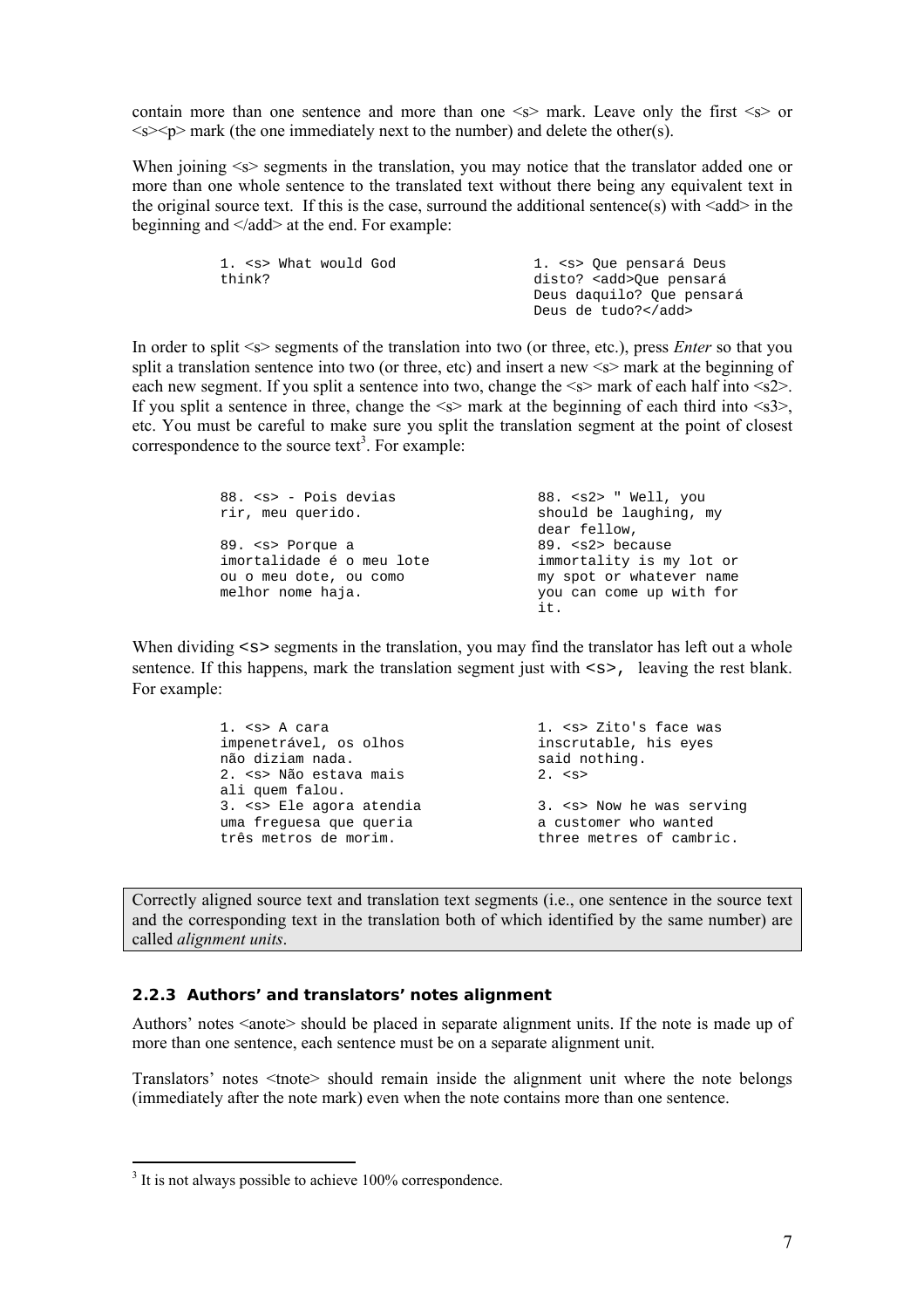contain more than one sentence and more than one <s> mark. Leave only the first <s> or <s><p> mark (the one immediately next to the number) and delete the other(s).

When joining <s> segments in the translation, you may notice that the translator added one or more than one whole sentence to the translated text without there being any equivalent text in the original source text. If this is the case, surround the additional sentence(s) with <add> in the beginning and </add> at the end. For example:

| | |
|---|---|
| `1. <s> What would God think?` | `1. <s> Que pensará Deus disto? <add>Que pensará Deus daquilo? Que pensará Deus de tudo?</add>` |

In order to split <s> segments of the translation into two (or three, etc.), press *Enter* so that you split a translation sentence into two (or three, etc) and insert a new <s> mark at the beginning of each new segment. If you split a sentence into two, change the <s> mark of each half into <s2>. If you split a sentence in three, change the <s> mark at the beginning of each third into <s3>, etc. You must be careful to make sure you split the translation segment at the point of closest correspondence to the source text[3]. For example:

| | |
|---|---|
| `88. <s> - Pois devias rir, meu querido.` | `88. <s2> " Well, you should be laughing, my dear fellow,` |
| `89. <s> Porque a imortalidade é o meu lote ou o meu dote, ou como melhor nome haja.` | `89. <s2> because immortality is my lot or my spot or whatever name you can come up with for it.` |

When dividing `<s>` segments in the translation, you may find the translator has left out a whole sentence. If this happens, mark the translation segment just with `<s>,` leaving the rest blank. For example:

| | |
|---|---|
| `1. <s> A cara impenetrável, os olhos não diziam nada.` | `1. <s> Zito's face was inscrutable, his eyes said nothing.` |
| `2. <s> Não estava mais ali quem falou.` | `2. <s>` |
| `3. <s> Ele agora atendia uma freguesa que queria três metros de morim.` | `3. <s> Now he was serving a customer who wanted three metres of cambric.` |

> Correctly aligned source text and translation text segments (i.e., one sentence in the source text and the corresponding text in the translation both of which identified by the same number) are called *alignment units*.

### 2.2.3 Authors' and translators' notes alignment

Authors' notes <anote> should be placed in separate alignment units. If the note is made up of more than one sentence, each sentence must be on a separate alignment unit.

Translators' notes <tnote> should remain inside the alignment unit where the note belongs (immediately after the note mark) even when the note contains more than one sentence.

---

[3] It is not always possible to achieve 100% correspondence.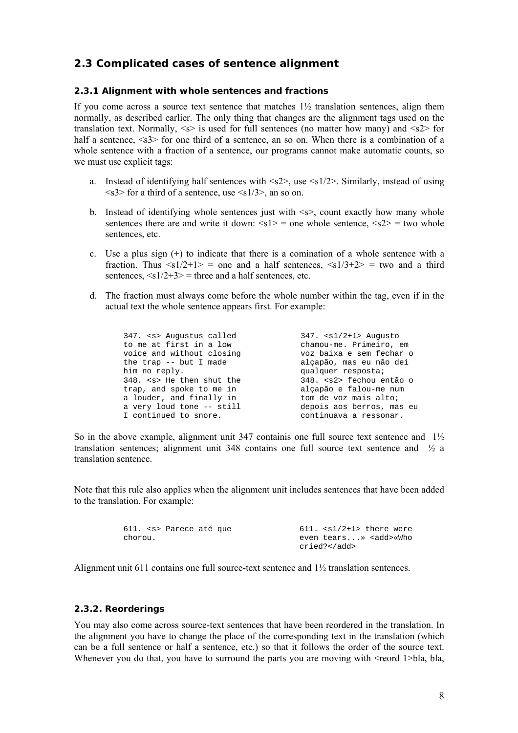## 2.3 Complicated cases of sentence alignment

### 2.3.1 Alignment with whole sentences and fractions

If you come across a source text sentence that matches 1½ translation sentences, align them normally, as described earlier. The only thing that changes are the alignment tags used on the translation text. Normally, <s> is used for full sentences (no matter how many) and <s2> for half a sentence, <s3> for one third of a sentence, an so on. When there is a combination of a whole sentence with a fraction of a sentence, our programs cannot make automatic counts, so we must use explicit tags:

a. Instead of identifying half sentences with <s2>, use <s1/2>. Similarly, instead of using <s3> for a third of a sentence, use <s1/3>, an so on.

b. Instead of identifying whole sentences just with <s>, count exactly how many whole sentences there are and write it down: <s1> = one whole sentence, <s2> = two whole sentences, etc.

c. Use a plus sign (+) to indicate that there is a comination of a whole sentence with a fraction. Thus <s1/2+1> = one and a half sentences, <s1/3+2> = two and a third sentences, <s1/2+3> = three and a half sentences, etc.

d. The fraction must always come before the whole number within the tag, even if in the actual text the whole sentence appears first. For example:

```
347. <s> Augustus called            347. <s1/2+1> Augusto
to me at first in a low             chamou-me. Primeiro, em
voice and without closing           voz baixa e sem fechar o
the trap -- but I made              alçapão, mas eu não dei
him no reply.                       qualquer resposta;
348. <s> He then shut the           348. <s2> fechou então o
trap, and spoke to me in            alçapão e falou-me num
a louder, and finally in            tom de voz mais alto;
a very loud tone -- still           depois aos berros, mas eu
I continued to snore.               continuava a ressonar.
```

So in the above example, alignment unit 347 containis one full source text sentence and 1½ translation sentences; alignment unit 348 contains one full source text sentence and ½ a translation sentence.

Note that this rule also applies when the alignment unit includes sentences that have been added to the translation. For example:

```
611. <s> Parece até que             611. <s1/2+1> there were
chorou.                             even tears...» <add>«Who
                                    cried?</add>
```

Alignment unit 611 contains one full source-text sentence and 1½ translation sentences.

### 2.3.2. Reorderings

You may also come across source-text sentences that have been reordered in the translation. In the alignment you have to change the place of the corresponding text in the translation (which can be a full sentence or half a sentence, etc.) so that it follows the order of the source text. Whenever you do that, you have to surround the parts you are moving with <reord 1>bla, bla,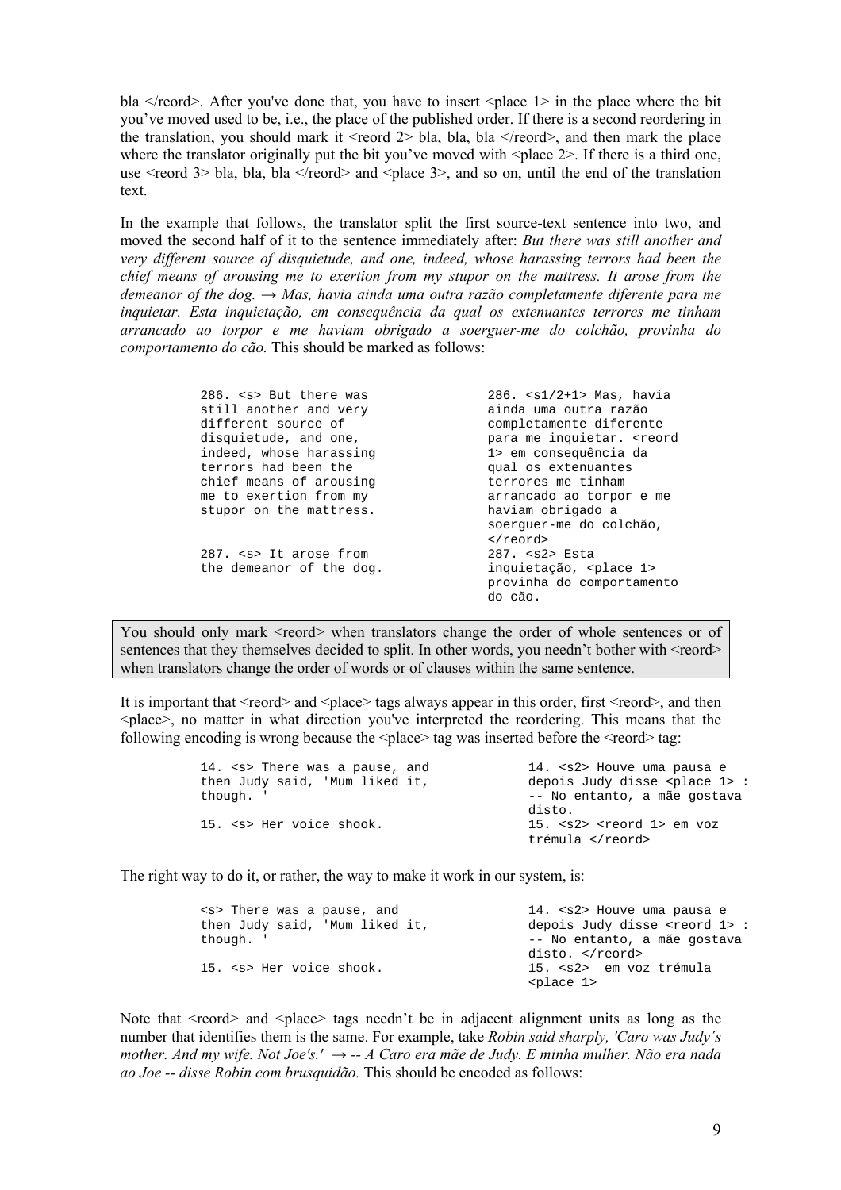bla </reord>. After you've done that, you have to insert <place 1> in the place where the bit you've moved used to be, i.e., the place of the published order. If there is a second reordering in the translation, you should mark it <reord 2> bla, bla, bla </reord>, and then mark the place where the translator originally put the bit you've moved with <place 2>. If there is a third one, use <reord 3> bla, bla, bla </reord> and <place 3>, and so on, until the end of the translation text.

In the example that follows, the translator split the first source-text sentence into two, and moved the second half of it to the sentence immediately after: *But there was still another and very different source of disquietude, and one, indeed, whose harassing terrors had been the chief means of arousing me to exertion from my stupor on the mattress. It arose from the demeanor of the dog. → Mas, havia ainda uma outra razão completamente diferente para me inquietar. Esta inquietação, em consequência da qual os extenuantes terrores me tinham arrancado ao torpor e me haviam obrigado a soerguer-me do colchão, provinha do comportamento do cão.* This should be marked as follows:

```
286. <s> But there was                286. <s1/2+1> Mas, havia
still another and very                ainda uma outra razão
different source of                   completamente diferente
disquietude, and one,                 para me inquietar. <reord
indeed, whose harassing               1> em consequência da
terrors had been the                  qual os extenuantes
chief means of arousing               terrores me tinham
me to exertion from my                arrancado ao torpor e me
stupor on the mattress.               haviam obrigado a
                                      soerguer-me do colchão,
                                      </reord>
287. <s> It arose from                287. <s2> Esta
the demeanor of the dog.              inquietação, <place 1>
                                      provinha do comportamento
                                      do cão.
```

> You should only mark <reord> when translators change the order of whole sentences or of sentences that they themselves decided to split. In other words, you needn't bother with <reord> when translators change the order of words or of clauses within the same sentence.

It is important that <reord> and <place> tags always appear in this order, first <reord>, and then <place>, no matter in what direction you've interpreted the reordering. This means that the following encoding is wrong because the <place> tag was inserted before the <reord> tag:

```
14. <s> There was a pause, and          14. <s2> Houve uma pausa e
then Judy said, 'Mum liked it,          depois Judy disse <place 1> :
though. '                               -- No entanto, a mãe gostava
                                        disto.
15. <s> Her voice shook.                15. <s2> <reord 1> em voz
                                        trémula </reord>
```

The right way to do it, or rather, the way to make it work in our system, is:

```
<s> There was a pause, and              14. <s2> Houve uma pausa e
then Judy said, 'Mum liked it,          depois Judy disse <reord 1> :
though. '                               -- No entanto, a mãe gostava
                                        disto. </reord>
15. <s> Her voice shook.                15. <s2>  em voz trémula
                                        <place 1>
```

Note that <reord> and <place> tags needn't be in adjacent alignment units as long as the number that identifies them is the same. For example, take *Robin said sharply, 'Caro was Judy´s mother. And my wife. Not Joe's.' → -- A Caro era mãe de Judy. E minha mulher. Não era nada ao Joe -- disse Robin com brusquidão.* This should be encoded as follows: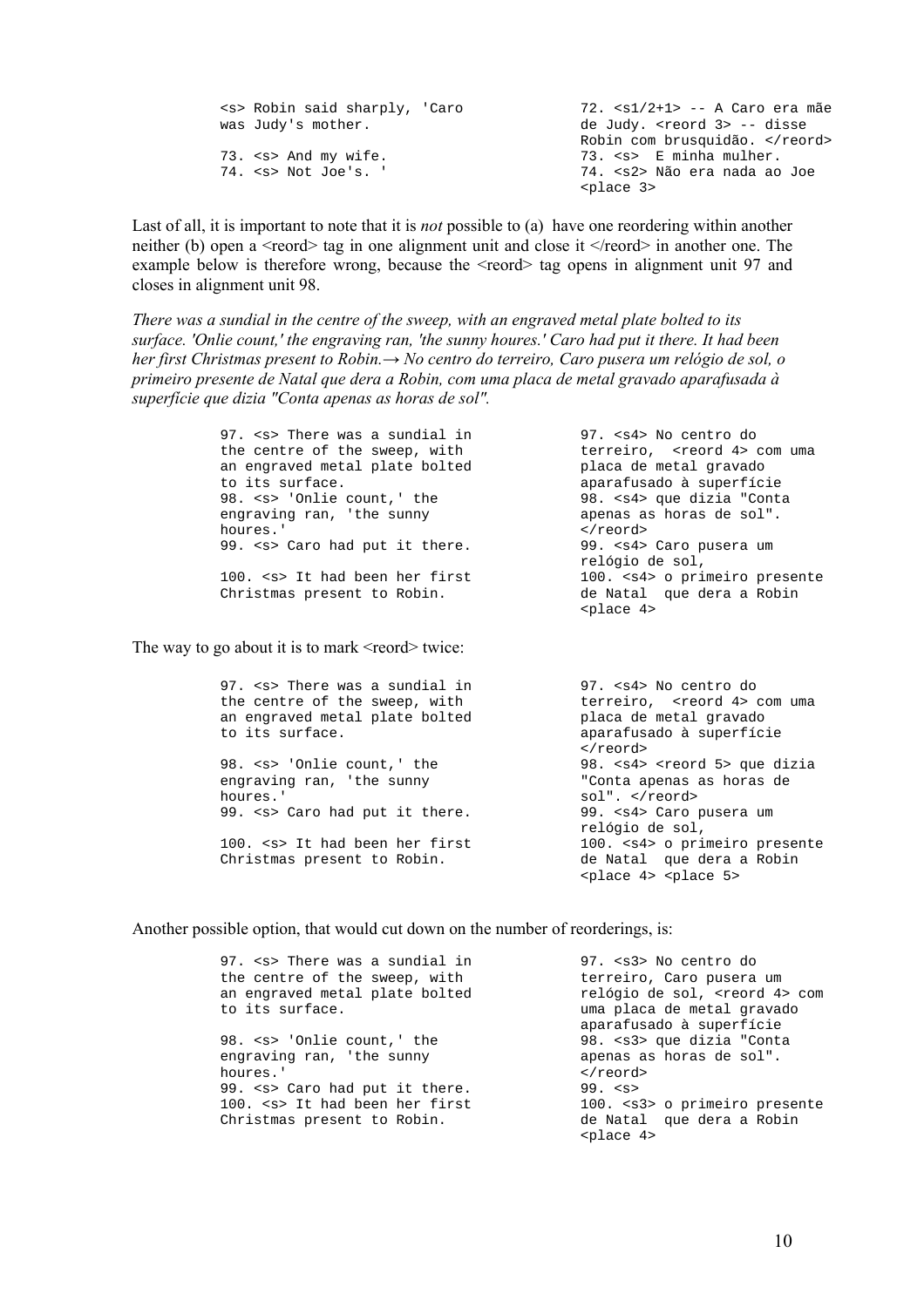| | |
|---|---|
| `<s> Robin said sharply, 'Caro was Judy's mother.` | `72. <s1/2+1> -- A Caro era mãe de Judy. <reord 3> -- disse Robin com brusquidão. </reord>` |
| `73. <s> And my wife.` | `73. <s>  E minha mulher.` |
| `74. <s> Not Joe's. '` | `74. <s2> Não era nada ao Joe <place 3>` |

Last of all, it is important to note that it is *not* possible to (a) have one reordering within another neither (b) open a <reord> tag in one alignment unit and close it </reord> in another one. The example below is therefore wrong, because the <reord> tag opens in alignment unit 97 and closes in alignment unit 98.

*There was a sundial in the centre of the sweep, with an engraved metal plate bolted to its surface. 'Onlie count,' the engraving ran, 'the sunny houres.' Caro had put it there. It had been her first Christmas present to Robin.→ No centro do terreiro, Caro pusera um relógio de sol, o primeiro presente de Natal que dera a Robin, com uma placa de metal gravado aparafusada à superfície que dizia "Conta apenas as horas de sol".*

| | |
|---|---|
| `97. <s> There was a sundial in the centre of the sweep, with an engraved metal plate bolted to its surface.` | `97. <s4> No centro do terreiro,  <reord 4> com uma placa de metal gravado aparafusado à superfície` |
| `98. <s> 'Onlie count,' the engraving ran, 'the sunny houres.'` | `98. <s4> que dizia "Conta apenas as horas de sol". </reord>` |
| `99. <s> Caro had put it there.` | `99. <s4> Caro pusera um relógio de sol,` |
| `100. <s> It had been her first Christmas present to Robin.` | `100. <s4> o primeiro presente de Natal  que dera a Robin <place 4>` |

The way to go about it is to mark <reord> twice:

| | |
|---|---|
| `97. <s> There was a sundial in the centre of the sweep, with an engraved metal plate bolted to its surface.` | `97. <s4> No centro do terreiro,  <reord 4> com uma placa de metal gravado aparafusado à superfície </reord>` |
| `98. <s> 'Onlie count,' the engraving ran, 'the sunny houres.'` | `98. <s4> <reord 5> que dizia "Conta apenas as horas de sol". </reord>` |
| `99. <s> Caro had put it there.` | `99. <s4> Caro pusera um relógio de sol,` |
| `100. <s> It had been her first Christmas present to Robin.` | `100. <s4> o primeiro presente de Natal  que dera a Robin <place 4> <place 5>` |

Another possible option, that would cut down on the number of reorderings, is:

| | |
|---|---|
| `97. <s> There was a sundial in the centre of the sweep, with an engraved metal plate bolted to its surface.` | `97. <s3> No centro do terreiro, Caro pusera um relógio de sol, <reord 4> com uma placa de metal gravado aparafusado à superfície` |
| `98. <s> 'Onlie count,' the engraving ran, 'the sunny houres.'` | `98. <s3> que dizia "Conta apenas as horas de sol". </reord>` |
| `99. <s> Caro had put it there.` | `99. <s>` |
| `100. <s> It had been her first Christmas present to Robin.` | `100. <s3> o primeiro presente de Natal  que dera a Robin <place 4>` |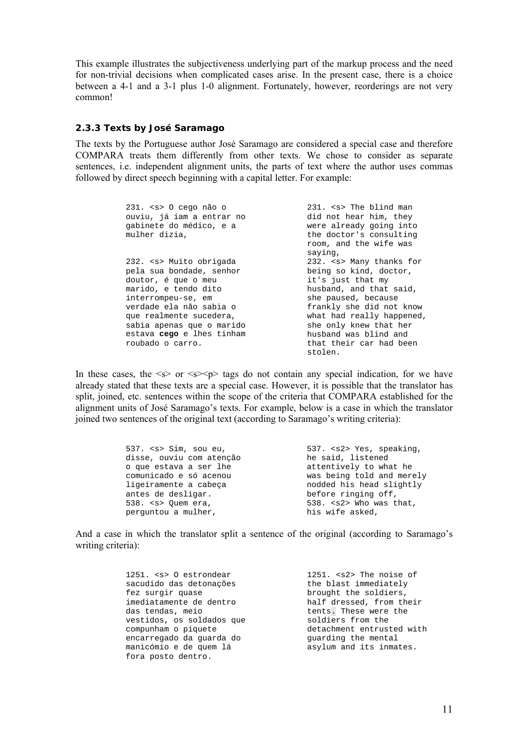This example illustrates the subjectiveness underlying part of the markup process and the need for non-trivial decisions when complicated cases arise. In the present case, there is a choice between a 4-1 and a 3-1 plus 1-0 alignment. Fortunately, however, reorderings are not very common!

### 2.3.3 Texts by José Saramago

The texts by the Portuguese author José Saramago are considered a special case and therefore COMPARA treats them differently from other texts. We chose to consider as separate sentences, i.e. independent alignment units, the parts of text where the author uses commas followed by direct speech beginning with a capital letter. For example:

| | |
|---|---|
| 231. <s> O cego não o ouviu, já iam a entrar no gabinete do médico, e a mulher dizia, | 231. <s> The blind man did not hear him, they were already going into the doctor's consulting room, and the wife was saying, |
| 232. <s> Muito obrigada pela sua bondade, senhor doutor, é que o meu marido, e tendo dito interrompeu-se, em verdade ela não sabia o que realmente sucedera, sabia apenas que o marido estava **cego** e lhes tinham roubado o carro. | 232. <s> Many thanks for being so kind, doctor, it's just that my husband, and that said, she paused, because frankly she did not know what had really happened, she only knew that her husband was blind and that their car had been stolen. |

In these cases, the <s> or <s><p> tags do not contain any special indication, for we have already stated that these texts are a special case. However, it is possible that the translator has split, joined, etc. sentences within the scope of the criteria that COMPARA established for the alignment units of José Saramago's texts. For example, below is a case in which the translator joined two sentences of the original text (according to Saramago's writing criteria):

| | |
|---|---|
| 537. <s> Sim, sou eu, disse, ouviu com atenção o que estava a ser lhe comunicado e só acenou ligeiramente a cabeça antes de desligar. 538. <s> Quem era, perguntou a mulher, | 537. <s2> Yes, speaking, he said, listened attentively to what he was being told and merely nodded his head slightly before ringing off, 538. <s2> Who was that, his wife asked, |

And a case in which the translator split a sentence of the original (according to Saramago's writing criteria):

| | |
|---|---|
| 1251. <s> O estrondear sacudido das detonações fez surgir quase imediatamente de dentro das tendas, meio vestidos, os soldados que compunham o piquete encarregado da guarda do manicómio e de quem lá fora posto dentro. | 1251. <s2> The noise of the blast immediately brought the soldiers, half dressed, from their tents. These were the soldiers from the detachment entrusted with guarding the mental asylum and its inmates. |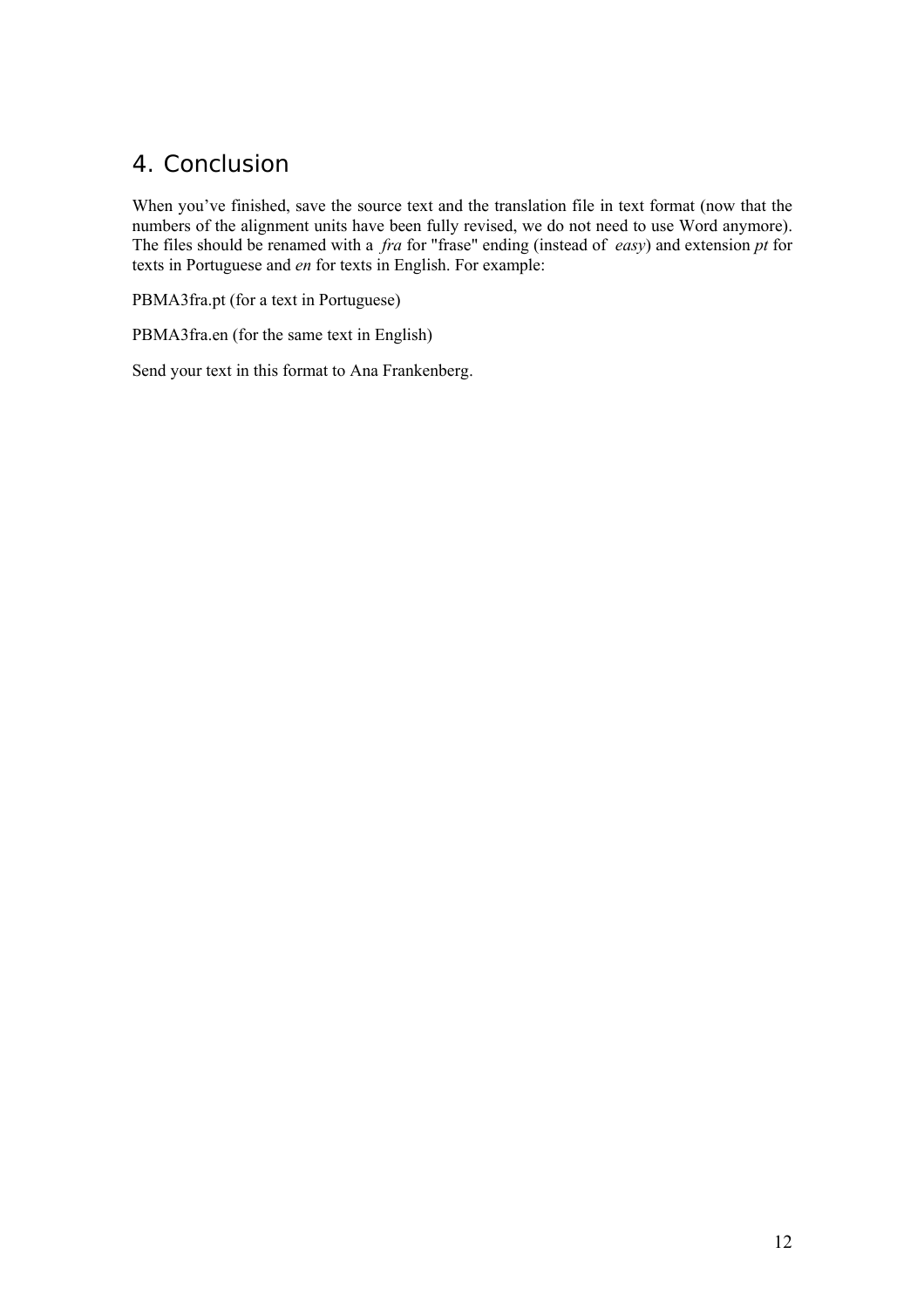## 4. Conclusion

When you've finished, save the source text and the translation file in text format (now that the numbers of the alignment units have been fully revised, we do not need to use Word anymore). The files should be renamed with a *fra* for "frase" ending (instead of *easy*) and extension *pt* for texts in Portuguese and *en* for texts in English. For example:

PBMA3fra.pt (for a text in Portuguese)

PBMA3fra.en (for the same text in English)

Send your text in this format to Ana Frankenberg.